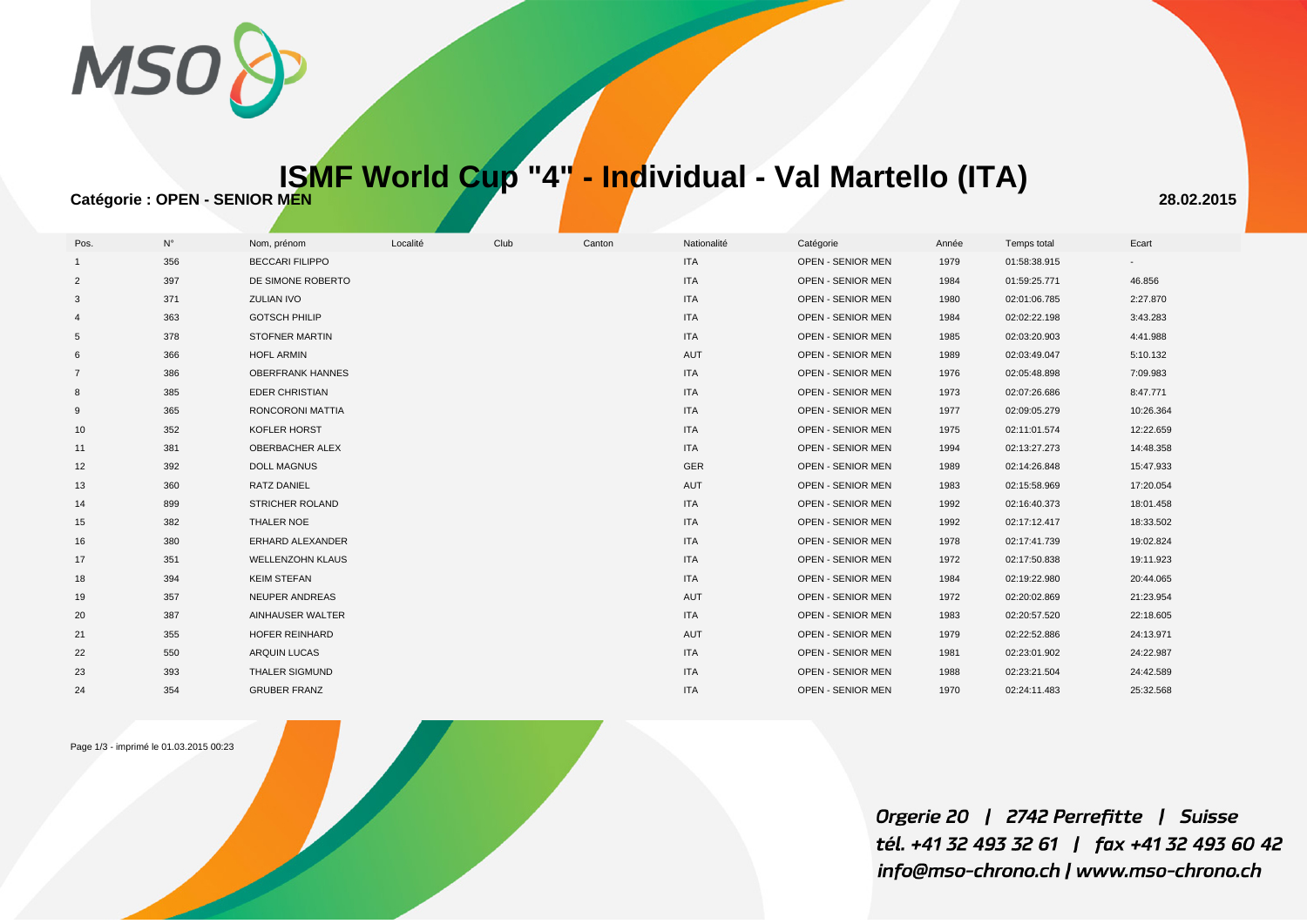# ISMF World Cup "4" - Individual - Val Martello (ITA)

**Catégorie : OPEN - SENIOR MEN**

**28.02.2015**

| Pos. | N° | Nom, prénom | Localité | Club | Canton | Nationalité | Catégorie | Année | Temps total | Ecart |
|---|---|---|---|---|---|---|---|---|---|---|
| 1 | 356 | BECCARI FILIPPO | | | | ITA | OPEN - SENIOR MEN | 1979 | 01:58:38.915 | - |
| 2 | 397 | DE SIMONE ROBERTO | | | | ITA | OPEN - SENIOR MEN | 1984 | 01:59:25.771 | 46.856 |
| 3 | 371 | ZULIAN IVO | | | | ITA | OPEN - SENIOR MEN | 1980 | 02:01:06.785 | 2:27.870 |
| 4 | 363 | GOTSCH PHILIP | | | | ITA | OPEN - SENIOR MEN | 1984 | 02:02:22.198 | 3:43.283 |
| 5 | 378 | STOFNER MARTIN | | | | ITA | OPEN - SENIOR MEN | 1985 | 02:03:20.903 | 4:41.988 |
| 6 | 366 | HOFL ARMIN | | | | AUT | OPEN - SENIOR MEN | 1989 | 02:03:49.047 | 5:10.132 |
| 7 | 386 | OBERFRANK HANNES | | | | ITA | OPEN - SENIOR MEN | 1976 | 02:05:48.898 | 7:09.983 |
| 8 | 385 | EDER CHRISTIAN | | | | ITA | OPEN - SENIOR MEN | 1973 | 02:07:26.686 | 8:47.771 |
| 9 | 365 | RONCORONI MATTIA | | | | ITA | OPEN - SENIOR MEN | 1977 | 02:09:05.279 | 10:26.364 |
| 10 | 352 | KOFLER HORST | | | | ITA | OPEN - SENIOR MEN | 1975 | 02:11:01.574 | 12:22.659 |
| 11 | 381 | OBERBACHER ALEX | | | | ITA | OPEN - SENIOR MEN | 1994 | 02:13:27.273 | 14:48.358 |
| 12 | 392 | DOLL MAGNUS | | | | GER | OPEN - SENIOR MEN | 1989 | 02:14:26.848 | 15:47.933 |
| 13 | 360 | RATZ DANIEL | | | | AUT | OPEN - SENIOR MEN | 1983 | 02:15:58.969 | 17:20.054 |
| 14 | 899 | STRICHER ROLAND | | | | ITA | OPEN - SENIOR MEN | 1992 | 02:16:40.373 | 18:01.458 |
| 15 | 382 | THALER NOE | | | | ITA | OPEN - SENIOR MEN | 1992 | 02:17:12.417 | 18:33.502 |
| 16 | 380 | ERHARD ALEXANDER | | | | ITA | OPEN - SENIOR MEN | 1978 | 02:17:41.739 | 19:02.824 |
| 17 | 351 | WELLENZOHN KLAUS | | | | ITA | OPEN - SENIOR MEN | 1972 | 02:17:50.838 | 19:11.923 |
| 18 | 394 | KEIM STEFAN | | | | ITA | OPEN - SENIOR MEN | 1984 | 02:19:22.980 | 20:44.065 |
| 19 | 357 | NEUPER ANDREAS | | | | AUT | OPEN - SENIOR MEN | 1972 | 02:20:02.869 | 21:23.954 |
| 20 | 387 | AINHAUSER WALTER | | | | ITA | OPEN - SENIOR MEN | 1983 | 02:20:57.520 | 22:18.605 |
| 21 | 355 | HOFER REINHARD | | | | AUT | OPEN - SENIOR MEN | 1979 | 02:22:52.886 | 24:13.971 |
| 22 | 550 | ARQUIN LUCAS | | | | ITA | OPEN - SENIOR MEN | 1981 | 02:23:01.902 | 24:22.987 |
| 23 | 393 | THALER SIGMUND | | | | ITA | OPEN - SENIOR MEN | 1988 | 02:23:21.504 | 24:42.589 |
| 24 | 354 | GRUBER FRANZ | | | | ITA | OPEN - SENIOR MEN | 1970 | 02:24:11.483 | 25:32.568 |

Page 1/3 - imprimé le 01.03.2015 00:23

*Orgerie 20 | 2742 Perrefitte | Suisse*
*tél. +41 32 493 32 61 | fax +41 32 493 60 42*
*info@mso-chrono.ch | www.mso-chrono.ch*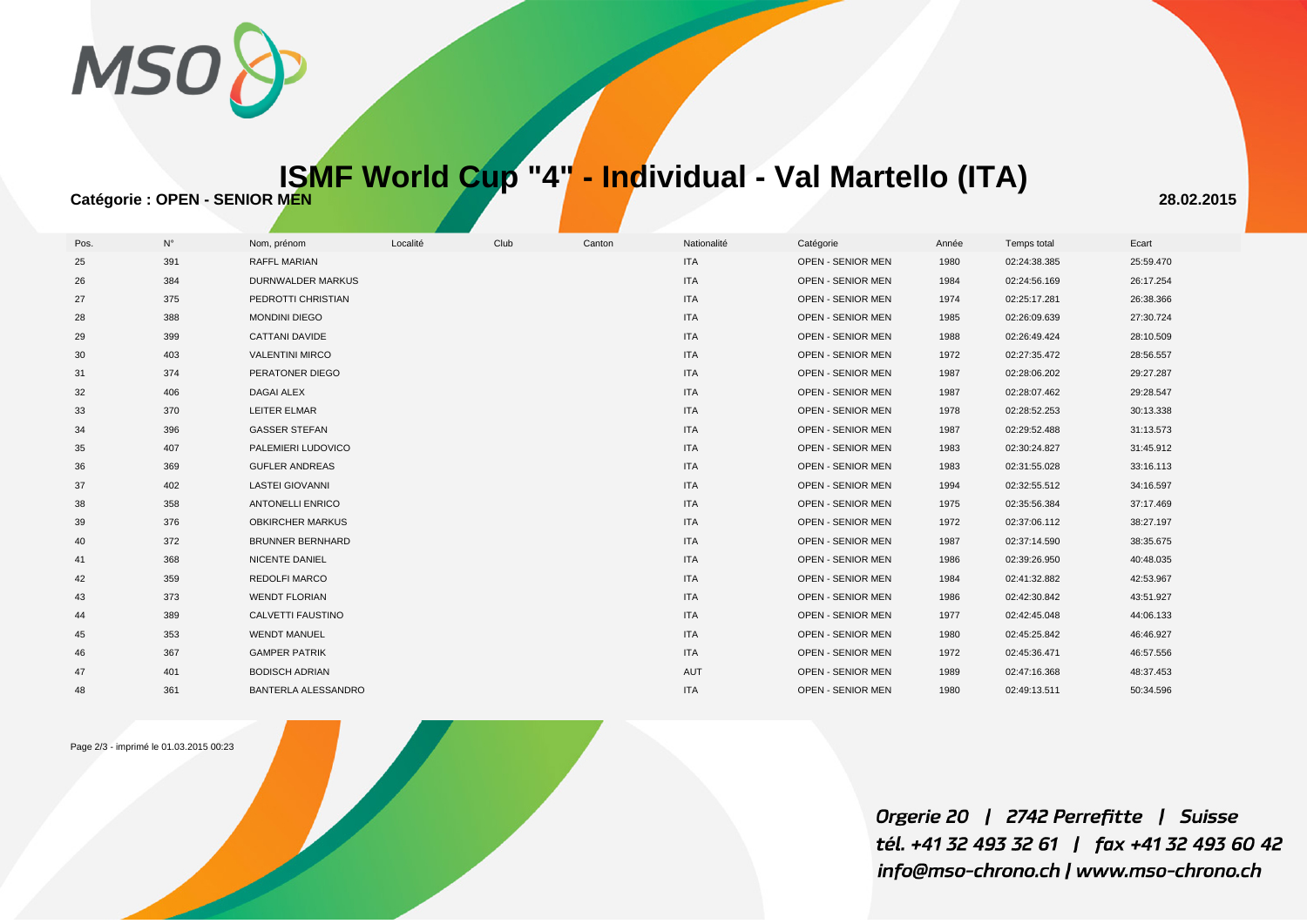# ISMF World Cup "4" - Individual - Val Martello (ITA)

**Catégorie : OPEN - SENIOR MEN**

**28.02.2015**

| Pos. | N° | Nom, prénom | Localité | Club | Canton | Nationalité | Catégorie | Année | Temps total | Ecart |
|---|---|---|---|---|---|---|---|---|---|---|
| 25 | 391 | RAFFL MARIAN | | | | ITA | OPEN - SENIOR MEN | 1980 | 02:24:38.385 | 25:59.470 |
| 26 | 384 | DURNWALDER MARKUS | | | | ITA | OPEN - SENIOR MEN | 1984 | 02:24:56.169 | 26:17.254 |
| 27 | 375 | PEDROTTI CHRISTIAN | | | | ITA | OPEN - SENIOR MEN | 1974 | 02:25:17.281 | 26:38.366 |
| 28 | 388 | MONDINI DIEGO | | | | ITA | OPEN - SENIOR MEN | 1985 | 02:26:09.639 | 27:30.724 |
| 29 | 399 | CATTANI DAVIDE | | | | ITA | OPEN - SENIOR MEN | 1988 | 02:26:49.424 | 28:10.509 |
| 30 | 403 | VALENTINI MIRCO | | | | ITA | OPEN - SENIOR MEN | 1972 | 02:27:35.472 | 28:56.557 |
| 31 | 374 | PERATONER DIEGO | | | | ITA | OPEN - SENIOR MEN | 1987 | 02:28:06.202 | 29:27.287 |
| 32 | 406 | DAGAI ALEX | | | | ITA | OPEN - SENIOR MEN | 1987 | 02:28:07.462 | 29:28.547 |
| 33 | 370 | LEITER ELMAR | | | | ITA | OPEN - SENIOR MEN | 1978 | 02:28:52.253 | 30:13.338 |
| 34 | 396 | GASSER STEFAN | | | | ITA | OPEN - SENIOR MEN | 1987 | 02:29:52.488 | 31:13.573 |
| 35 | 407 | PALEMIERI LUDOVICO | | | | ITA | OPEN - SENIOR MEN | 1983 | 02:30:24.827 | 31:45.912 |
| 36 | 369 | GUFLER ANDREAS | | | | ITA | OPEN - SENIOR MEN | 1983 | 02:31:55.028 | 33:16.113 |
| 37 | 402 | LASTEI GIOVANNI | | | | ITA | OPEN - SENIOR MEN | 1994 | 02:32:55.512 | 34:16.597 |
| 38 | 358 | ANTONELLI ENRICO | | | | ITA | OPEN - SENIOR MEN | 1975 | 02:35:56.384 | 37:17.469 |
| 39 | 376 | OBKIRCHER MARKUS | | | | ITA | OPEN - SENIOR MEN | 1972 | 02:37:06.112 | 38:27.197 |
| 40 | 372 | BRUNNER BERNHARD | | | | ITA | OPEN - SENIOR MEN | 1987 | 02:37:14.590 | 38:35.675 |
| 41 | 368 | NICENTE DANIEL | | | | ITA | OPEN - SENIOR MEN | 1986 | 02:39:26.950 | 40:48.035 |
| 42 | 359 | REDOLFI MARCO | | | | ITA | OPEN - SENIOR MEN | 1984 | 02:41:32.882 | 42:53.967 |
| 43 | 373 | WENDT FLORIAN | | | | ITA | OPEN - SENIOR MEN | 1986 | 02:42:30.842 | 43:51.927 |
| 44 | 389 | CALVETTI FAUSTINO | | | | ITA | OPEN - SENIOR MEN | 1977 | 02:42:45.048 | 44:06.133 |
| 45 | 353 | WENDT MANUEL | | | | ITA | OPEN - SENIOR MEN | 1980 | 02:45:25.842 | 46:46.927 |
| 46 | 367 | GAMPER PATRIK | | | | ITA | OPEN - SENIOR MEN | 1972 | 02:45:36.471 | 46:57.556 |
| 47 | 401 | BODISCH ADRIAN | | | | AUT | OPEN - SENIOR MEN | 1989 | 02:47:16.368 | 48:37.453 |
| 48 | 361 | BANTERLA ALESSANDRO | | | | ITA | OPEN - SENIOR MEN | 1980 | 02:49:13.511 | 50:34.596 |

Page 2/3 - imprimé le 01.03.2015 00:23

*Orgerie 20 | 2742 Perrefitte | Suisse*
*tél. +41 32 493 32 61 | fax +41 32 493 60 42*
*info@mso-chrono.ch | www.mso-chrono.ch*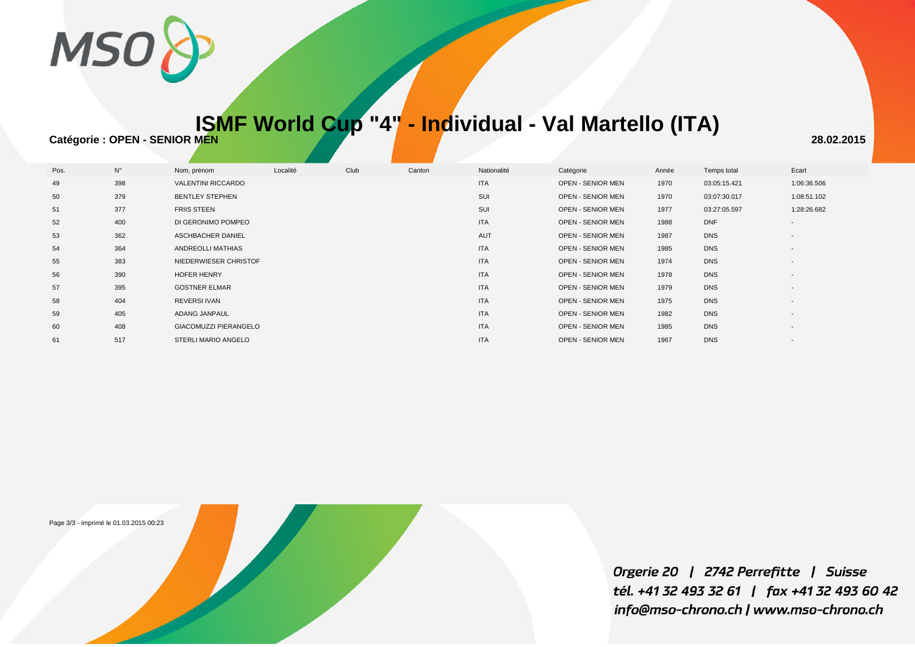# ISMF World Cup "4" - Individual - Val Martello (ITA)

**Catégorie : OPEN - SENIOR MEN**

**28.02.2015**

| Pos. | N° | Nom, prénom | Localité | Club | Canton | Nationalité | Catégorie | Année | Temps total | Ecart |
|---|---|---|---|---|---|---|---|---|---|---|
| 49 | 398 | VALENTINI RICCARDO | | | | ITA | OPEN - SENIOR MEN | 1970 | 03:05:15.421 | 1:06:36.506 |
| 50 | 379 | BENTLEY STEPHEN | | | | SUI | OPEN - SENIOR MEN | 1970 | 03:07:30.017 | 1:08:51.102 |
| 51 | 377 | FRIIS STEEN | | | | SUI | OPEN - SENIOR MEN | 1977 | 03:27:05.597 | 1:28:26.682 |
| 52 | 400 | DI GERONIMO POMPEO | | | | ITA | OPEN - SENIOR MEN | 1988 | DNF | - |
| 53 | 362 | ASCHBACHER DANIEL | | | | AUT | OPEN - SENIOR MEN | 1987 | DNS | - |
| 54 | 364 | ANDREOLLI MATHIAS | | | | ITA | OPEN - SENIOR MEN | 1985 | DNS | - |
| 55 | 383 | NIEDERWIESER CHRISTOF | | | | ITA | OPEN - SENIOR MEN | 1974 | DNS | - |
| 56 | 390 | HOFER HENRY | | | | ITA | OPEN - SENIOR MEN | 1978 | DNS | - |
| 57 | 395 | GOSTNER ELMAR | | | | ITA | OPEN - SENIOR MEN | 1979 | DNS | - |
| 58 | 404 | REVERSI IVAN | | | | ITA | OPEN - SENIOR MEN | 1975 | DNS | - |
| 59 | 405 | ADANG JANPAUL | | | | ITA | OPEN - SENIOR MEN | 1982 | DNS | - |
| 60 | 408 | GIACOMUZZI PIERANGELO | | | | ITA | OPEN - SENIOR MEN | 1985 | DNS | - |
| 61 | 517 | STERLI MARIO ANGELO | | | | ITA | OPEN - SENIOR MEN | 1967 | DNS | - |

Page 3/3 - imprimé le 01.03.2015 00:23

Orgerie 20 | 2742 Perrefitte | Suisse
tél. +41 32 493 32 61 | fax +41 32 493 60 42
info@mso-chrono.ch | www.mso-chrono.ch